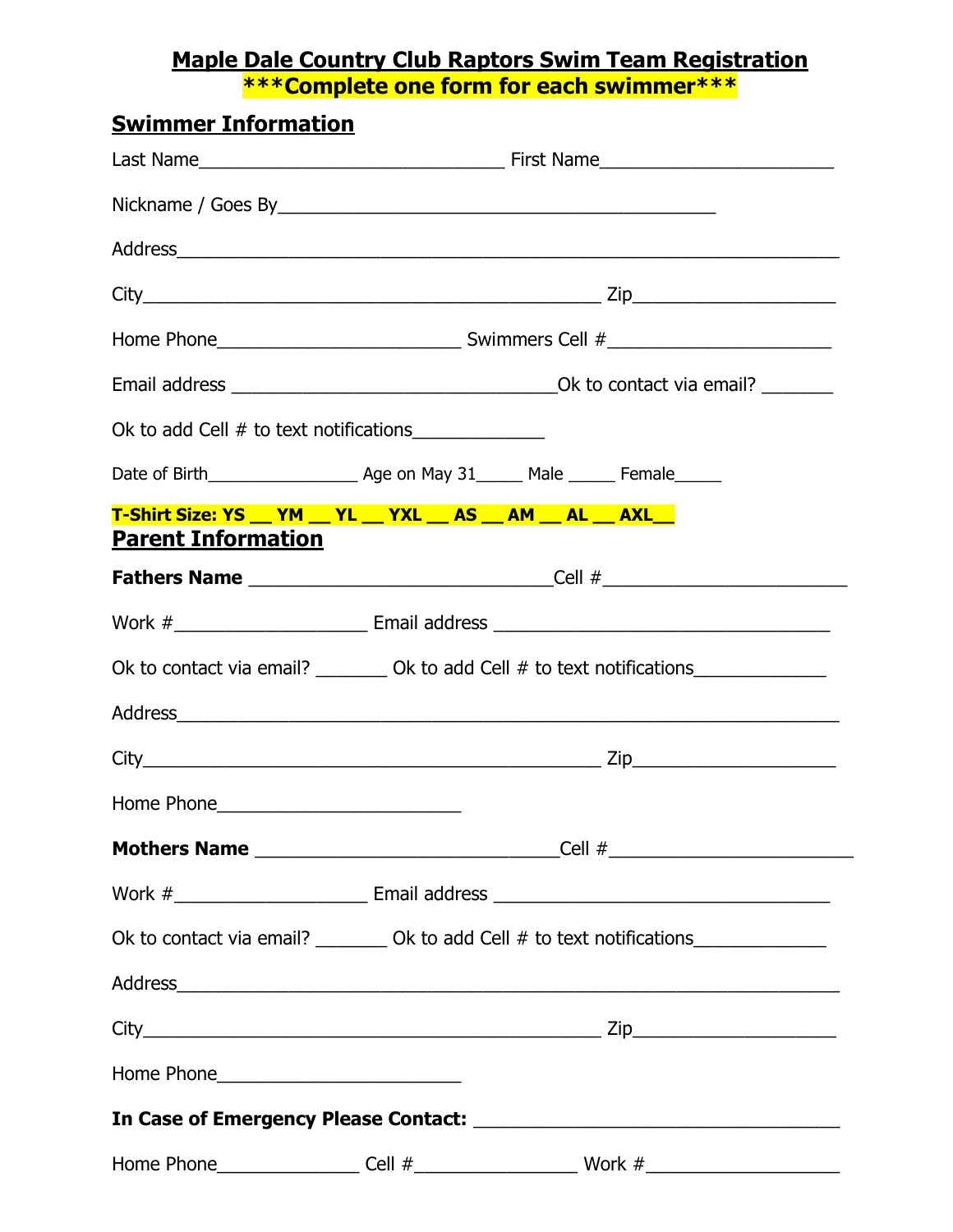# Maple Dale Country Club Raptors Swim Team Registration

**\*\*\*Complete one form for each swimmer\*\*\***

## Swimmer Information

Last Name______________________________ First Name_______________________

Nickname / Goes By___________________________________________

Address________________________________________________________________

City_____________________________________________ Zip____________________

Home Phone________________________ Swimmers Cell #______________________

Email address ________________________________Ok to contact via email? _______

Ok to add Cell # to text notifications_____________

Date of Birth_______________ Age on May 31_____ Male _____ Female_____

**T-Shirt Size: YS __ YM __ YL __ YXL __ AS __ AM __ AL __ AXL__**

## Parent Information

**Fathers Name** ______________________________Cell #________________________

Work #___________________ Email address _________________________________

Ok to contact via email? _______ Ok to add Cell # to text notifications_____________

Address________________________________________________________________

City_____________________________________________ Zip____________________

Home Phone________________________

**Mothers Name** ______________________________Cell #________________________

Work #___________________ Email address _________________________________

Ok to contact via email? _______ Ok to add Cell # to text notifications_____________

Address________________________________________________________________

City_____________________________________________ Zip____________________

Home Phone________________________

**In Case of Emergency Please Contact:** ____________________________________

Home Phone_____________ Cell #________________ Work #___________________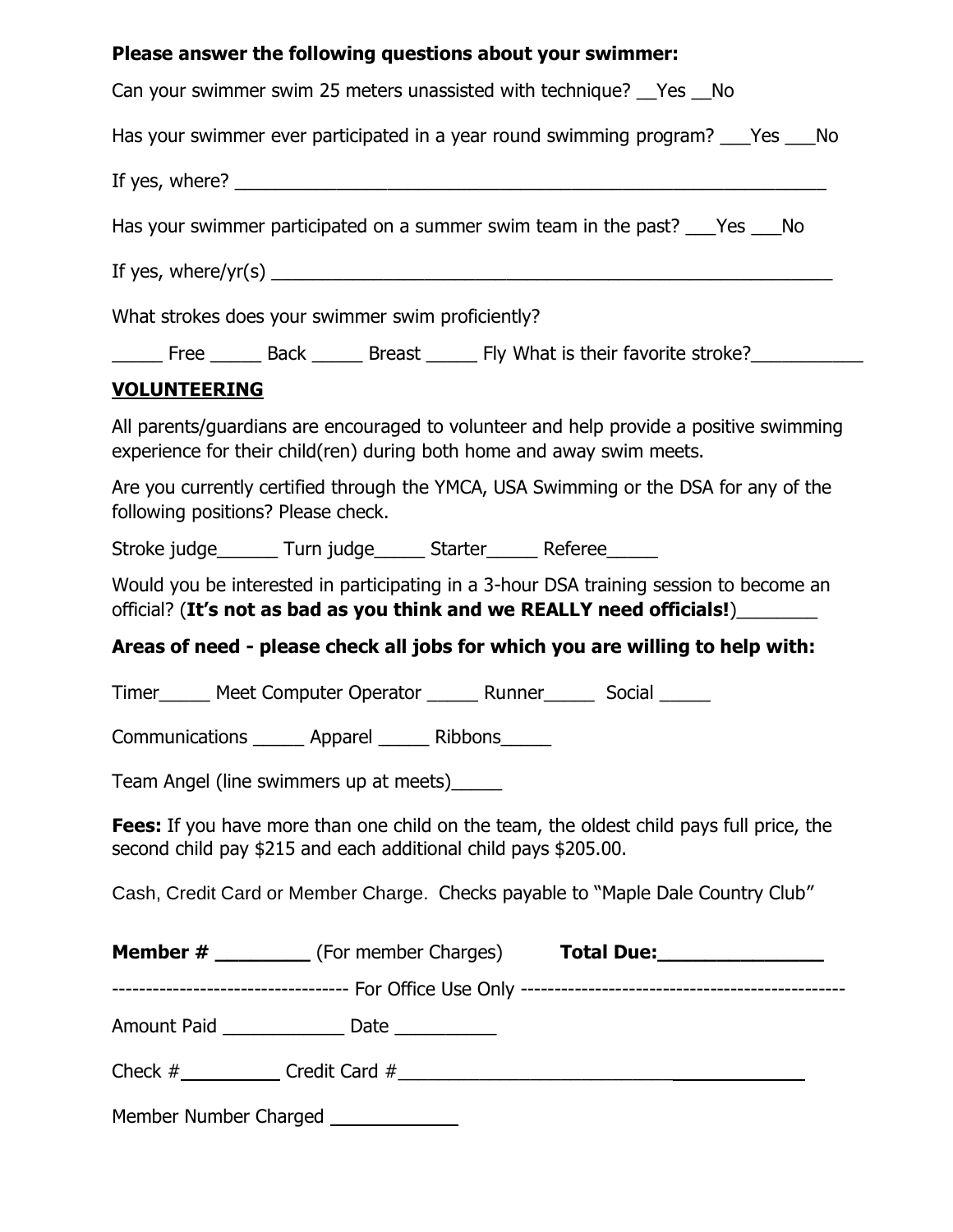**Please answer the following questions about your swimmer:**

Can your swimmer swim 25 meters unassisted with technique? __Yes __No

Has your swimmer ever participated in a year round swimming program? ___Yes ___No

If yes, where? ____________________________________________________________

Has your swimmer participated on a summer swim team in the past? ___Yes ___No

If yes, where/yr(s) _________________________________________________________

What strokes does your swimmer swim proficiently?

_____ Free _____ Back _____ Breast _____ Fly What is their favorite stroke?___________

## VOLUNTEERING

All parents/guardians are encouraged to volunteer and help provide a positive swimming experience for their child(ren) during both home and away swim meets.

Are you currently certified through the YMCA, USA Swimming or the DSA for any of the following positions? Please check.

Stroke judge______ Turn judge_____ Starter_____ Referee_____

Would you be interested in participating in a 3-hour DSA training session to become an official? (**It's not as bad as you think and we REALLY need officials!**)________

**Areas of need - please check all jobs for which you are willing to help with:**

Timer_____ Meet Computer Operator _____ Runner_____ Social _____

Communications _____ Apparel _____ Ribbons_____

Team Angel (line swimmers up at meets)_____

**Fees:** If you have more than one child on the team, the oldest child pays full price, the second child pay $215 and each additional child pays $205.00.

Cash, Credit Card or Member Charge. Checks payable to "Maple Dale Country Club"

**Member # ________** (For member Charges) **Total Due:_______________**

---------------------------------- For Office Use Only ------------------------------------------------

Amount Paid ____________ Date __________

Check #__________ Credit Card #______________________________________

Member Number Charged ____________